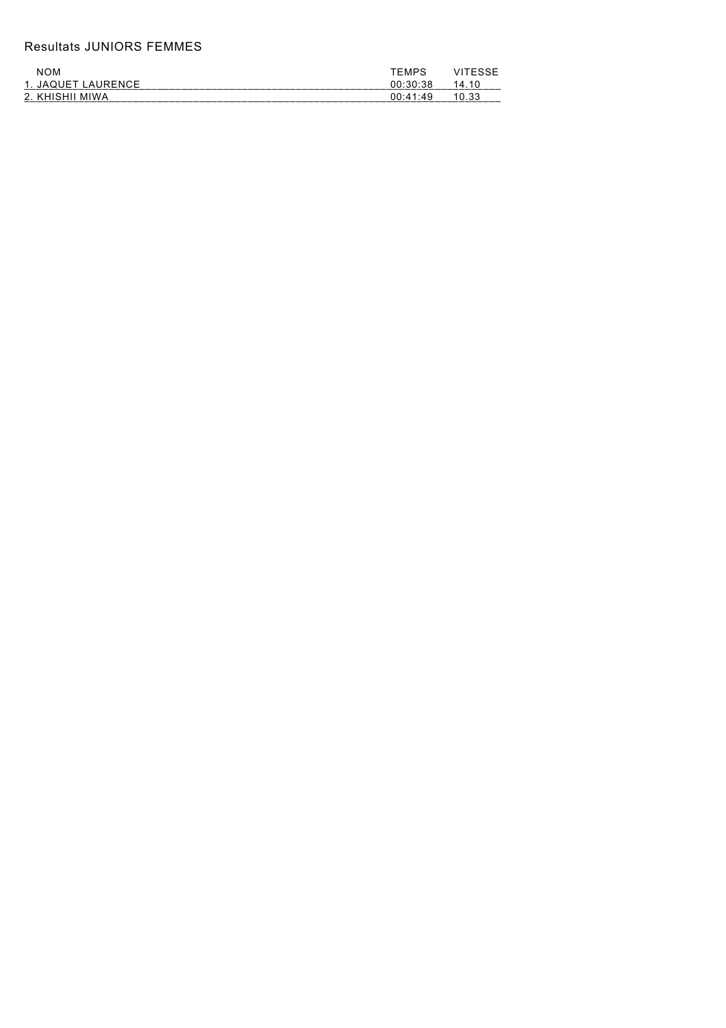# Resultats JUNIORS FEMMES

| NOM | TEMPS | VITESSE |
| --- | --- | --- |
| 1. JAQUET LAURENCE | 00:30:38 | 14.10 |
| 2. KHISHII MIWA | 00:41:49 | 10.33 |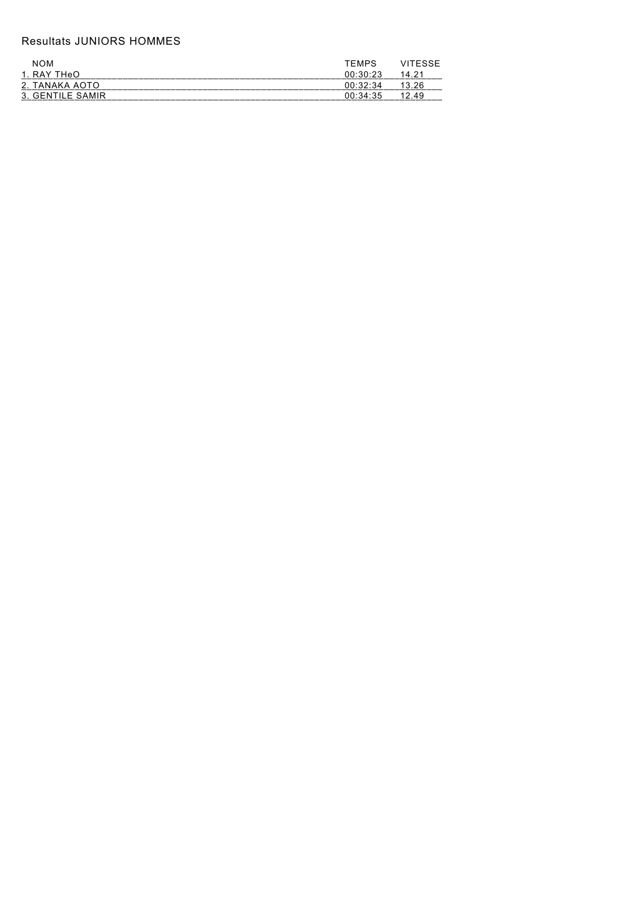Resultats JUNIORS HOMMES

| NOM | TEMPS | VITESSE |
|---|---|---|
| 1. RAY THeO | 00:30:23 | 14.21 |
| 2. TANAKA AOTO | 00:32:34 | 13.26 |
| 3. GENTILE SAMIR | 00:34:35 | 12.49 |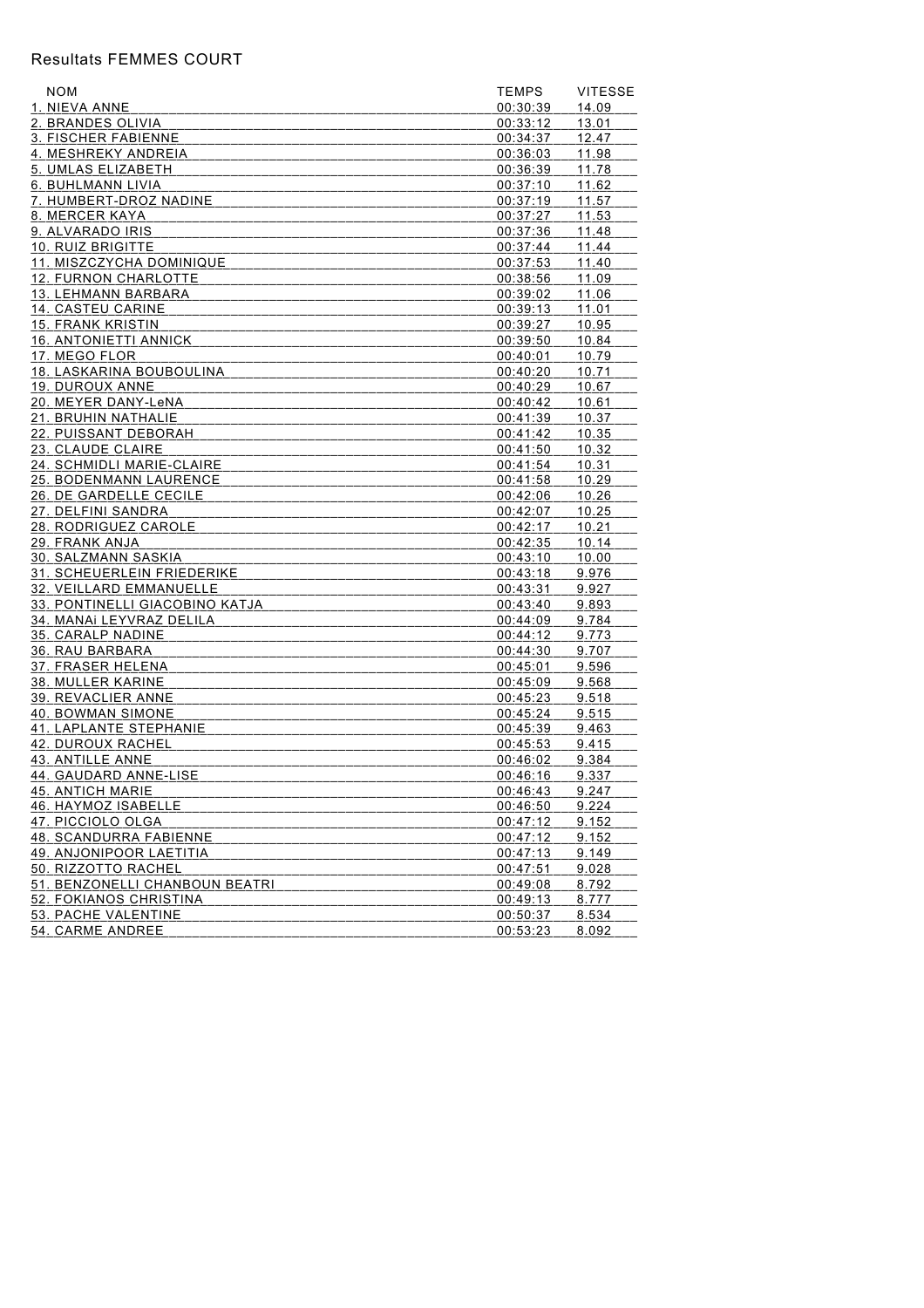Resultats FEMMES COURT

| NOM | TEMPS | VITESSE |
|---|---|---|
| 1. NIEVA ANNE | 00:30:39 | 14.09 |
| 2. BRANDES OLIVIA | 00:33:12 | 13.01 |
| 3. FISCHER FABIENNE | 00:34:37 | 12.47 |
| 4. MESHREKY ANDREIA | 00:36:03 | 11.98 |
| 5. UMLAS ELIZABETH | 00:36:39 | 11.78 |
| 6. BUHLMANN LIVIA | 00:37:10 | 11.62 |
| 7. HUMBERT-DROZ NADINE | 00:37:19 | 11.57 |
| 8. MERCER KAYA | 00:37:27 | 11.53 |
| 9. ALVARADO IRIS | 00:37:36 | 11.48 |
| 10. RUIZ BRIGITTE | 00:37:44 | 11.44 |
| 11. MISZCZYCHA DOMINIQUE | 00:37:53 | 11.40 |
| 12. FURNON CHARLOTTE | 00:38:56 | 11.09 |
| 13. LEHMANN BARBARA | 00:39:02 | 11.06 |
| 14. CASTEU CARINE | 00:39:13 | 11.01 |
| 15. FRANK KRISTIN | 00:39:27 | 10.95 |
| 16. ANTONIETTI ANNICK | 00:39:50 | 10.84 |
| 17. MEGO FLOR | 00:40:01 | 10.79 |
| 18. LASKARINA BOUBOULINA | 00:40:20 | 10.71 |
| 19. DUROUX ANNE | 00:40:29 | 10.67 |
| 20. MEYER DANY-LeNA | 00:40:42 | 10.61 |
| 21. BRUHIN NATHALIE | 00:41:39 | 10.37 |
| 22. PUISSANT DEBORAH | 00:41:42 | 10.35 |
| 23. CLAUDE CLAIRE | 00:41:50 | 10.32 |
| 24. SCHMIDLI MARIE-CLAIRE | 00:41:54 | 10.31 |
| 25. BODENMANN LAURENCE | 00:41:58 | 10.29 |
| 26. DE GARDELLE CECILE | 00:42:06 | 10.26 |
| 27. DELFINI SANDRA | 00:42:07 | 10.25 |
| 28. RODRIGUEZ CAROLE | 00:42:17 | 10.21 |
| 29. FRANK ANJA | 00:42:35 | 10.14 |
| 30. SALZMANN SASKIA | 00:43:10 | 10.00 |
| 31. SCHEUERLEIN FRIEDERIKE | 00:43:18 | 9.976 |
| 32. VEILLARD EMMANUELLE | 00:43:31 | 9.927 |
| 33. PONTINELLI GIACOBINO KATJA | 00:43:40 | 9.893 |
| 34. MANAi LEYVRAZ DELILA | 00:44:09 | 9.784 |
| 35. CARALP NADINE | 00:44:12 | 9.773 |
| 36. RAU BARBARA | 00:44:30 | 9.707 |
| 37. FRASER HELENA | 00:45:01 | 9.596 |
| 38. MULLER KARINE | 00:45:09 | 9.568 |
| 39. REVACLIER ANNE | 00:45:23 | 9.518 |
| 40. BOWMAN SIMONE | 00:45:24 | 9.515 |
| 41. LAPLANTE STEPHANIE | 00:45:39 | 9.463 |
| 42. DUROUX RACHEL | 00:45:53 | 9.415 |
| 43. ANTILLE ANNE | 00:46:02 | 9.384 |
| 44. GAUDARD ANNE-LISE | 00:46:16 | 9.337 |
| 45. ANTICH MARIE | 00:46:43 | 9.247 |
| 46. HAYMOZ ISABELLE | 00:46:50 | 9.224 |
| 47. PICCIOLO OLGA | 00:47:12 | 9.152 |
| 48. SCANDURRA FABIENNE | 00:47:12 | 9.152 |
| 49. ANJONIPOOR LAETITIA | 00:47:13 | 9.149 |
| 50. RIZZOTTO RACHEL | 00:47:51 | 9.028 |
| 51. BENZONELLI CHANBOUN BEATRI | 00:49:08 | 8.792 |
| 52. FOKIANOS CHRISTINA | 00:49:13 | 8.777 |
| 53. PACHE VALENTINE | 00:50:37 | 8.534 |
| 54. CARME ANDREE | 00:53:23 | 8.092 |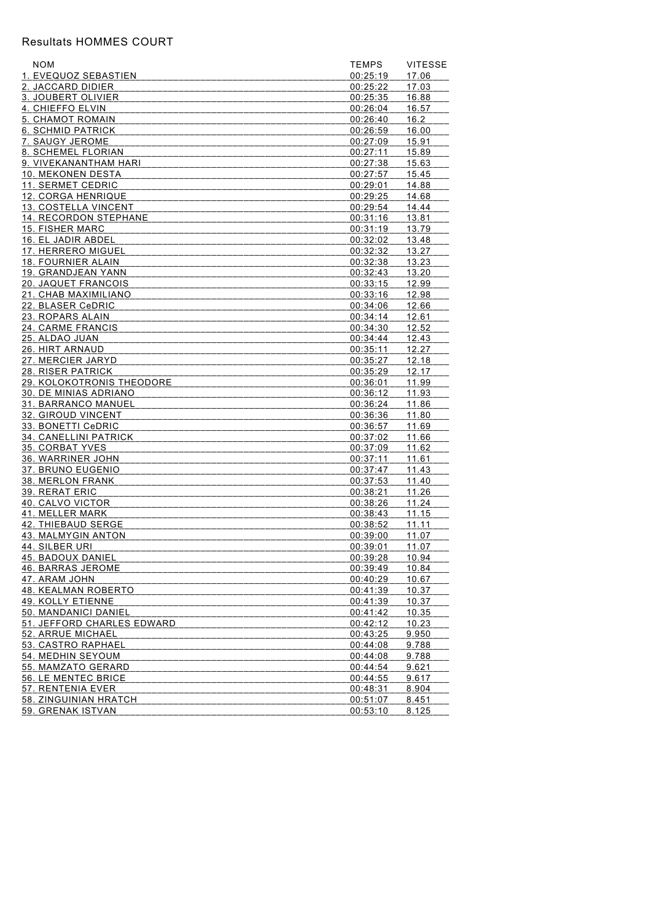Resultats HOMMES COURT

| NOM | TEMPS | VITESSE |
|---|---|---|
| 1. EVEQUOZ SEBASTIEN | 00:25:19 | 17.06 |
| 2. JACCARD DIDIER | 00:25:22 | 17.03 |
| 3. JOUBERT OLIVIER | 00:25:35 | 16.88 |
| 4. CHIEFFO ELVIN | 00:26:04 | 16.57 |
| 5. CHAMOT ROMAIN | 00:26:40 | 16.2 |
| 6. SCHMID PATRICK | 00:26:59 | 16.00 |
| 7. SAUGY JEROME | 00:27:09 | 15.91 |
| 8. SCHEMEL FLORIAN | 00:27:11 | 15.89 |
| 9. VIVEKANANTHAM HARI | 00:27:38 | 15.63 |
| 10. MEKONEN DESTA | 00:27:57 | 15.45 |
| 11. SERMET CEDRIC | 00:29:01 | 14.88 |
| 12. CORGA HENRIQUE | 00:29:25 | 14.68 |
| 13. COSTELLA VINCENT | 00:29:54 | 14.44 |
| 14. RECORDON STEPHANE | 00:31:16 | 13.81 |
| 15. FISHER MARC | 00:31:19 | 13.79 |
| 16. EL JADIR ABDEL | 00:32:02 | 13.48 |
| 17. HERRERO MIGUEL | 00:32:32 | 13.27 |
| 18. FOURNIER ALAIN | 00:32:38 | 13.23 |
| 19. GRANDJEAN YANN | 00:32:43 | 13.20 |
| 20. JAQUET FRANCOIS | 00:33:15 | 12.99 |
| 21. CHAB MAXIMILIANO | 00:33:16 | 12.98 |
| 22. BLASER CeDRIC | 00:34:06 | 12.66 |
| 23. ROPARS ALAIN | 00:34:14 | 12.61 |
| 24. CARME FRANCIS | 00:34:30 | 12.52 |
| 25. ALDAO JUAN | 00:34:44 | 12.43 |
| 26. HIRT ARNAUD | 00:35:11 | 12.27 |
| 27. MERCIER JARYD | 00:35:27 | 12.18 |
| 28. RISER PATRICK | 00:35:29 | 12.17 |
| 29. KOLOKOTRONIS THEODORE | 00:36:01 | 11.99 |
| 30. DE MINIAS ADRIANO | 00:36:12 | 11.93 |
| 31. BARRANCO MANUEL | 00:36:24 | 11.86 |
| 32. GIROUD VINCENT | 00:36:36 | 11.80 |
| 33. BONETTI CeDRIC | 00:36:57 | 11.69 |
| 34. CANELLINI PATRICK | 00:37:02 | 11.66 |
| 35. CORBAT YVES | 00:37:09 | 11.62 |
| 36. WARRINER JOHN | 00:37:11 | 11.61 |
| 37. BRUNO EUGENIO | 00:37:47 | 11.43 |
| 38. MERLON FRANK | 00:37:53 | 11.40 |
| 39. RERAT ERIC | 00:38:21 | 11.26 |
| 40. CALVO VICTOR | 00:38:26 | 11.24 |
| 41. MELLER MARK | 00:38:43 | 11.15 |
| 42. THIEBAUD SERGE | 00:38:52 | 11.11 |
| 43. MALMYGIN ANTON | 00:39:00 | 11.07 |
| 44. SILBER URI | 00:39:01 | 11.07 |
| 45. BADOUX DANIEL | 00:39:28 | 10.94 |
| 46. BARRAS JEROME | 00:39:49 | 10.84 |
| 47. ARAM JOHN | 00:40:29 | 10.67 |
| 48. KEALMAN ROBERTO | 00:41:39 | 10.37 |
| 49. KOLLY ETIENNE | 00:41:39 | 10.37 |
| 50. MANDANICI DANIEL | 00:41:42 | 10.35 |
| 51. JEFFORD CHARLES EDWARD | 00:42:12 | 10.23 |
| 52. ARRUE MICHAEL | 00:43:25 | 9.950 |
| 53. CASTRO RAPHAEL | 00:44:08 | 9.788 |
| 54. MEDHIN SEYOUM | 00:44:08 | 9.788 |
| 55. MAMZATO GERARD | 00:44:54 | 9.621 |
| 56. LE MENTEC BRICE | 00:44:55 | 9.617 |
| 57. RENTENIA EVER | 00:48:31 | 8.904 |
| 58. ZINGUINIAN HRATCH | 00:51:07 | 8.451 |
| 59. GRENAK ISTVAN | 00:53:10 | 8.125 |